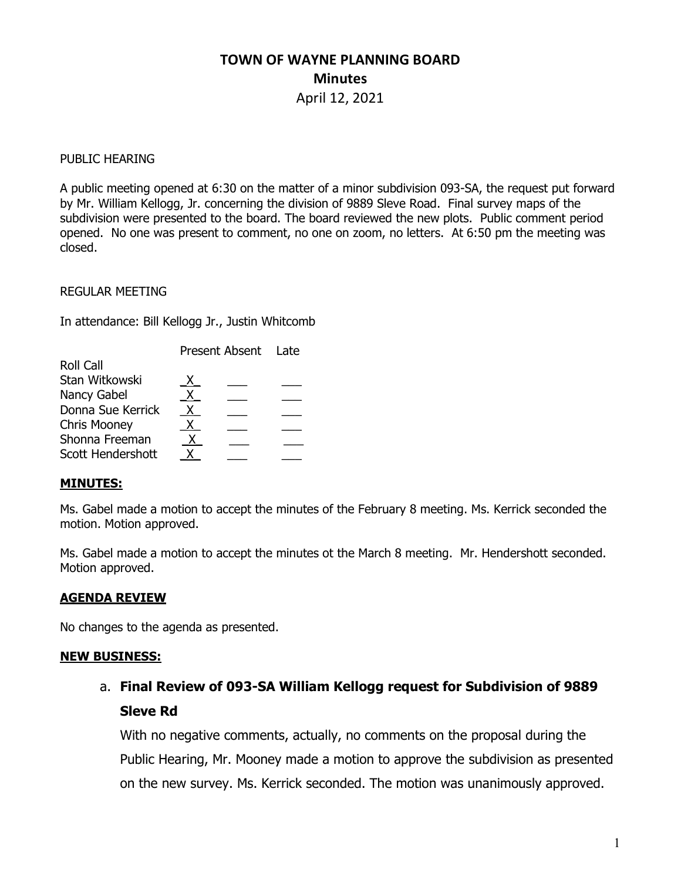# TOWN OF WAYNE PLANNING BOARD

## Minutes

April 12, 2021

PUBLIC HEARING

A public meeting opened at 6:30 on the matter of a minor subdivision 093-SA, the request put forward by Mr. William Kellogg, Jr. concerning the division of 9889 Sleve Road. Final survey maps of the subdivision were presented to the board. The board reviewed the new plots. Public comment period opened. No one was present to comment, no one on zoom, no letters. At 6:50 pm the meeting was closed.

REGULAR MEETING

In attendance: Bill Kellogg Jr., Justin Whitcomb

| Roll Call | Present | Absent | Late |
|---|---|---|---|
| Stan Witkowski | X | | |
| Nancy Gabel | X | | |
| Donna Sue Kerrick | X | | |
| Chris Mooney | X | | |
| Shonna Freeman | X | | |
| Scott Hendershott | X | | |

**MINUTES:**

Ms. Gabel made a motion to accept the minutes of the February 8 meeting. Ms. Kerrick seconded the motion. Motion approved.

Ms. Gabel made a motion to accept the minutes ot the March 8 meeting. Mr. Hendershott seconded. Motion approved.

**AGENDA REVIEW**

No changes to the agenda as presented.

**NEW BUSINESS:**

a. **Final Review of 093-SA William Kellogg request for Subdivision of 9889 Sleve Rd**

With no negative comments, actually, no comments on the proposal during the Public Hearing, Mr. Mooney made a motion to approve the subdivision as presented on the new survey. Ms. Kerrick seconded. The motion was unanimously approved.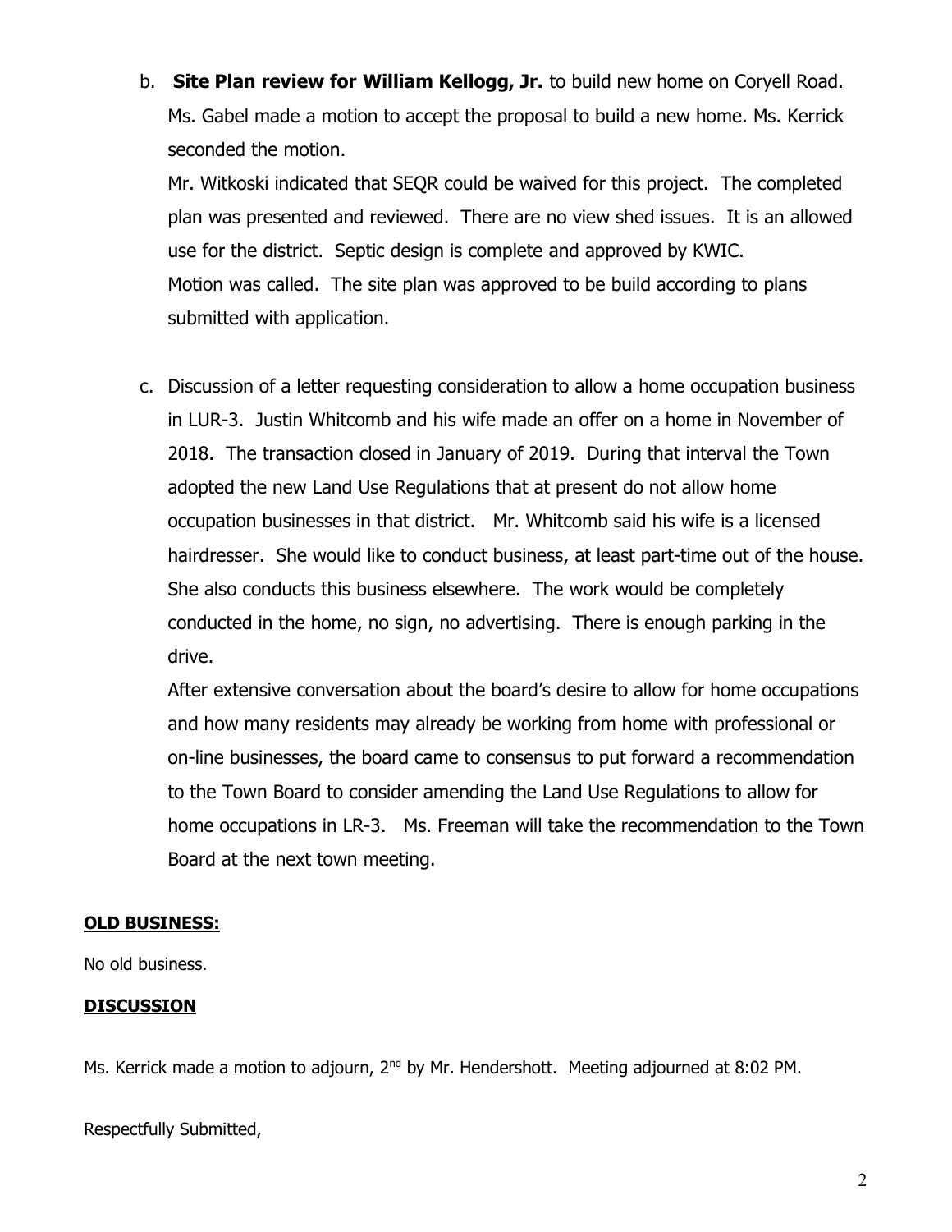b. **Site Plan review for William Kellogg, Jr.** to build new home on Coryell Road. Ms. Gabel made a motion to accept the proposal to build a new home. Ms. Kerrick seconded the motion.

   Mr. Witkoski indicated that SEQR could be waived for this project. The completed plan was presented and reviewed. There are no view shed issues. It is an allowed use for the district. Septic design is complete and approved by KWIC.

   Motion was called. The site plan was approved to be build according to plans submitted with application.

c. Discussion of a letter requesting consideration to allow a home occupation business in LUR-3. Justin Whitcomb and his wife made an offer on a home in November of 2018. The transaction closed in January of 2019. During that interval the Town adopted the new Land Use Regulations that at present do not allow home occupation businesses in that district. Mr. Whitcomb said his wife is a licensed hairdresser. She would like to conduct business, at least part-time out of the house. She also conducts this business elsewhere. The work would be completely conducted in the home, no sign, no advertising. There is enough parking in the drive.

   After extensive conversation about the board's desire to allow for home occupations and how many residents may already be working from home with professional or on-line businesses, the board came to consensus to put forward a recommendation to the Town Board to consider amending the Land Use Regulations to allow for home occupations in LR-3. Ms. Freeman will take the recommendation to the Town Board at the next town meeting.

**OLD BUSINESS:**

No old business.

**DISCUSSION**

Ms. Kerrick made a motion to adjourn, 2nd by Mr. Hendershott. Meeting adjourned at 8:02 PM.

Respectfully Submitted,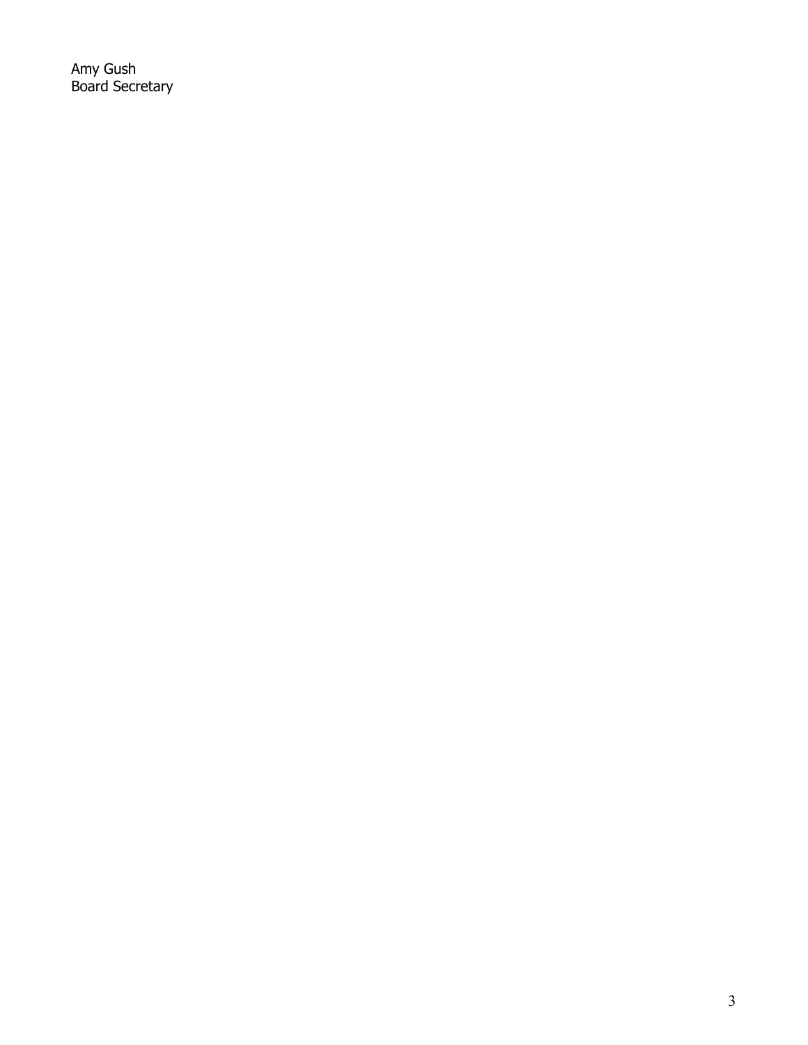Amy Gush
Board Secretary